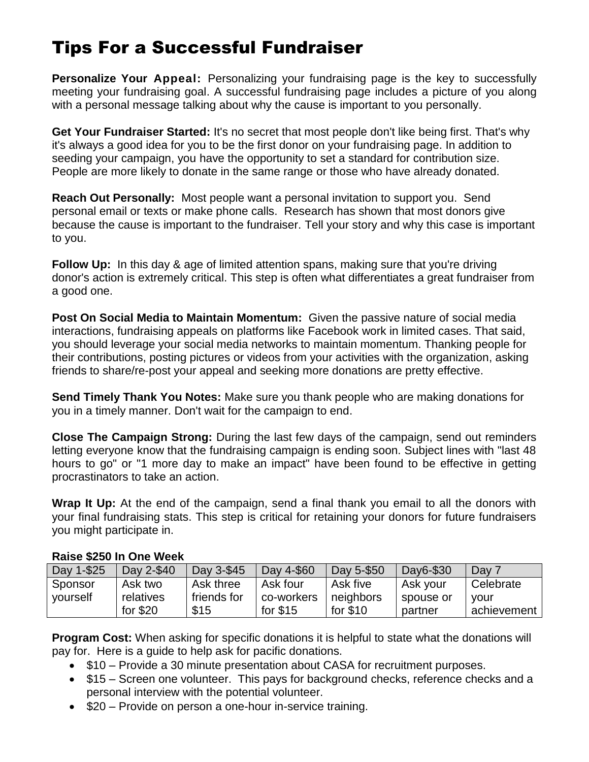# Tips For a Successful Fundraiser

**Personalize Your Appeal:** Personalizing your fundraising page is the key to successfully meeting your fundraising goal. A successful fundraising page includes a picture of you along with a personal message talking about why the cause is important to you personally.

**Get Your Fundraiser Started:** It's no secret that most people don't like being first. That's why it's always a good idea for you to be the first donor on your fundraising page. In addition to seeding your campaign, you have the opportunity to set a standard for contribution size. People are more likely to donate in the same range or those who have already donated.

**Reach Out Personally:** Most people want a personal invitation to support you. Send personal email or texts or make phone calls. Research has shown that most donors give because the cause is important to the fundraiser. Tell your story and why this case is important to you.

**Follow Up:** In this day & age of limited attention spans, making sure that you're driving donor's action is extremely critical. This step is often what differentiates a great fundraiser from a good one.

**Post On Social Media to Maintain Momentum:** Given the passive nature of social media interactions, fundraising appeals on platforms like Facebook work in limited cases. That said, you should leverage your social media networks to maintain momentum. Thanking people for their contributions, posting pictures or videos from your activities with the organization, asking friends to share/re-post your appeal and seeking more donations are pretty effective.

**Send Timely Thank You Notes:** Make sure you thank people who are making donations for you in a timely manner. Don't wait for the campaign to end.

**Close The Campaign Strong:** During the last few days of the campaign, send out reminders letting everyone know that the fundraising campaign is ending soon. Subject lines with "last 48 hours to go" or "1 more day to make an impact" have been found to be effective in getting procrastinators to take an action.

**Wrap It Up:** At the end of the campaign, send a final thank you email to all the donors with your final fundraising stats. This step is critical for retaining your donors for future fundraisers you might participate in.

**Raise $250 In One Week**

| Day 1-$25 | Day 2-$40 | Day 3-$45 | Day 4-$60 | Day 5-$50 | Day6-$30 | Day 7 |
|---|---|---|---|---|---|---|
| Sponsor yourself | Ask two relatives for $20 | Ask three friends for $15 | Ask four co-workers for $15 | Ask five neighbors for $10 | Ask your spouse or partner | Celebrate your achievement |

**Program Cost:** When asking for specific donations it is helpful to state what the donations will pay for. Here is a guide to help ask for pacific donations.

- $10 – Provide a 30 minute presentation about CASA for recruitment purposes.
- $15 – Screen one volunteer. This pays for background checks, reference checks and a personal interview with the potential volunteer.
- $20 – Provide on person a one-hour in-service training.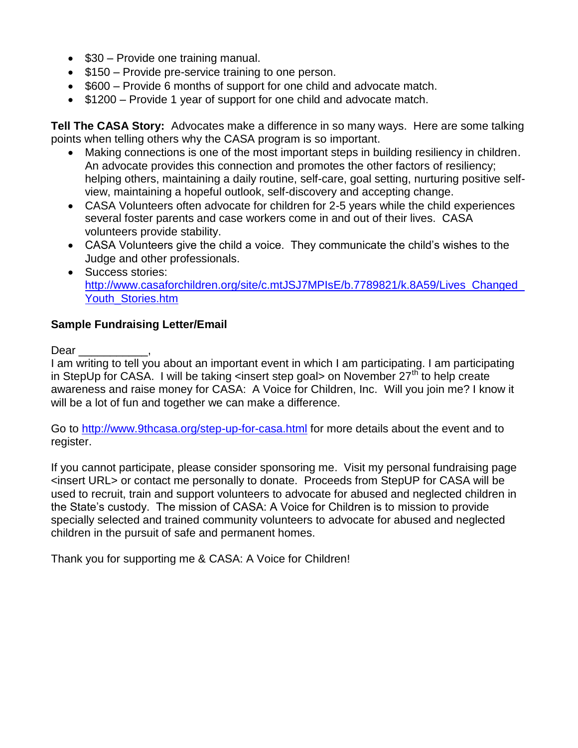- $30 – Provide one training manual.
- $150 – Provide pre-service training to one person.
- $600 – Provide 6 months of support for one child and advocate match.
- $1200 – Provide 1 year of support for one child and advocate match.

**Tell The CASA Story:** Advocates make a difference in so many ways. Here are some talking points when telling others why the CASA program is so important.

- Making connections is one of the most important steps in building resiliency in children. An advocate provides this connection and promotes the other factors of resiliency; helping others, maintaining a daily routine, self-care, goal setting, nurturing positive self-view, maintaining a hopeful outlook, self-discovery and accepting change.
- CASA Volunteers often advocate for children for 2-5 years while the child experiences several foster parents and case workers come in and out of their lives. CASA volunteers provide stability.
- CASA Volunteers give the child a voice. They communicate the child's wishes to the Judge and other professionals.
- Success stories: http://www.casaforchildren.org/site/c.mtJSJ7MPIsE/b.7789821/k.8A59/Lives_Changed_Youth_Stories.htm

**Sample Fundraising Letter/Email**

Dear ___________,
I am writing to tell you about an important event in which I am participating. I am participating in StepUp for CASA. I will be taking <insert step goal> on November 27th to help create awareness and raise money for CASA: A Voice for Children, Inc. Will you join me? I know it will be a lot of fun and together we can make a difference.

Go to http://www.9thcasa.org/step-up-for-casa.html for more details about the event and to register.

If you cannot participate, please consider sponsoring me. Visit my personal fundraising page <insert URL> or contact me personally to donate. Proceeds from StepUP for CASA will be used to recruit, train and support volunteers to advocate for abused and neglected children in the State's custody. The mission of CASA: A Voice for Children is to mission to provide specially selected and trained community volunteers to advocate for abused and neglected children in the pursuit of safe and permanent homes.

Thank you for supporting me & CASA: A Voice for Children!